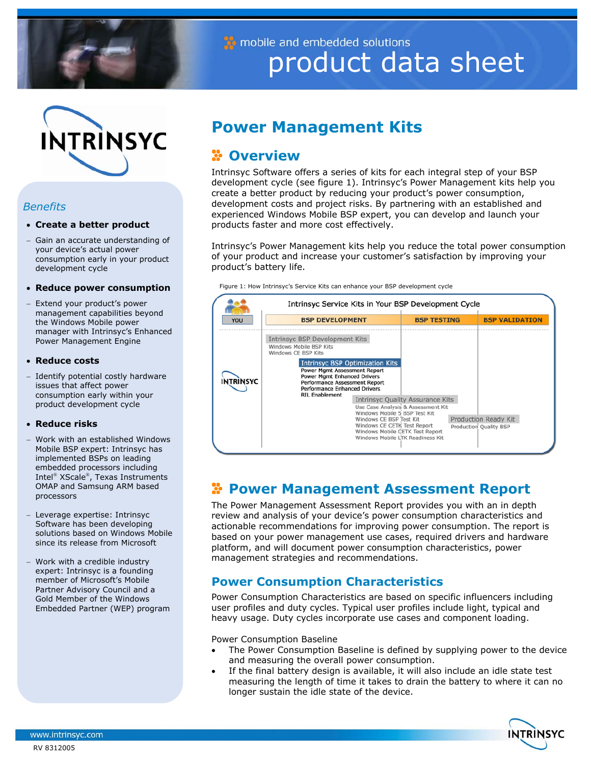mobile and embedded solutions

# product data sheet

## Benefits

- **Create a better product**
  - Gain an accurate understanding of your device's actual power consumption early in your product development cycle
- **Reduce power consumption**
  - Extend your product's power management capabilities beyond the Windows Mobile power manager with Intrinsyc's Enhanced Power Management Engine
- **Reduce costs**
  - Identify potential costly hardware issues that affect power consumption early within your product development cycle
- **Reduce risks**
  - Work with an established Windows Mobile BSP expert: Intrinsyc has implemented BSPs on leading embedded processors including Intel® XScale®, Texas Instruments OMAP and Samsung ARM based processors
  - Leverage expertise: Intrinsyc Software has been developing solutions based on Windows Mobile since its release from Microsoft
  - Work with a credible industry expert: Intrinsyc is a founding member of Microsoft's Mobile Partner Advisory Council and a Gold Member of the Windows Embedded Partner (WEP) program

# Power Management Kits

## Overview

Intrinsyc Software offers a series of kits for each integral step of your BSP development cycle (see figure 1). Intrinsyc's Power Management kits help you create a better product by reducing your product's power consumption, development costs and project risks. By partnering with an established and experienced Windows Mobile BSP expert, you can develop and launch your products faster and more cost effectively.

Intrinsyc's Power Management kits help you reduce the total power consumption of your product and increase your customer's satisfaction by improving your product's battery life.

Figure 1: How Intrinsyc's Service Kits can enhance your BSP development cycle

**Intrinsyc Service Kits in Your BSP Development Cycle**

| YOU | BSP DEVELOPMENT | BSP TESTING | BSP VALIDATION |
|---|---|---|---|
| INTRINSYC | **Intrinsyc BSP Development Kits**: Windows Mobile BSP Kits, Windows CE BSP Kits | | |
| | **Intrinsyc BSP Optimization Kits**: Power Mgmt Assessment Report, Power Mgmt Enhanced Drivers, Performance Assessment Report, Performance Enhanced Drivers, RIL Enablement | | |
| | | **Intrinsyc Quality Assurance Kits**: Use Case Analysis & Assessment Kit, Windows Mobile 5 BSP Test Kit, Windows CE BSP Test Kit, Windows CE CETK Test Report, Windows Mobile CETK Test Report, Windows Mobile LTK Readiness Kit | |
| | | | **Production Ready Kit**: Production Quality BSP |

## Power Management Assessment Report

The Power Management Assessment Report provides you with an in depth review and analysis of your device's power consumption characteristics and actionable recommendations for improving power consumption. The report is based on your power management use cases, required drivers and hardware platform, and will document power consumption characteristics, power management strategies and recommendations.

### Power Consumption Characteristics

Power Consumption Characteristics are based on specific influencers including user profiles and duty cycles. Typical user profiles include light, typical and heavy usage. Duty cycles incorporate use cases and component loading.

Power Consumption Baseline

- The Power Consumption Baseline is defined by supplying power to the device and measuring the overall power consumption.
- If the final battery design is available, it will also include an idle state test measuring the length of time it takes to drain the battery to where it can no longer sustain the idle state of the device.

www.intrinsyc.com

RV 8312005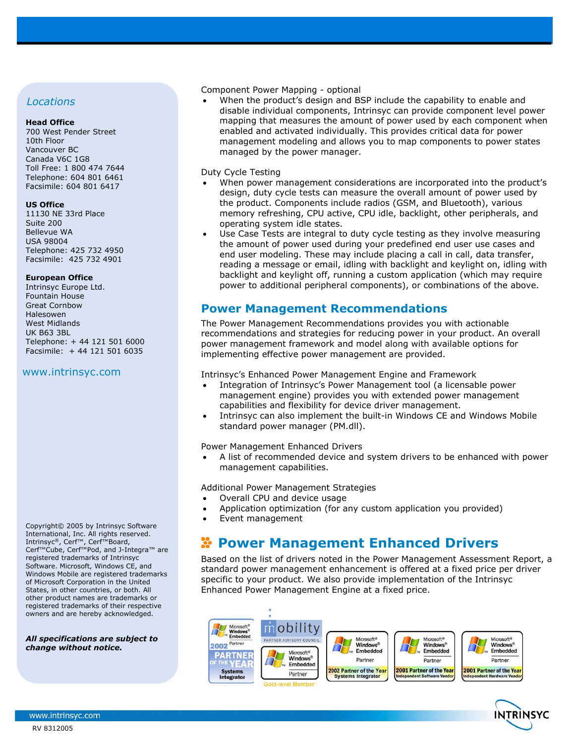## Locations

**Head Office**
700 West Pender Street
10th Floor
Vancouver BC
Canada V6C 1G8
Toll Free: 1 800 474 7644
Telephone: 604 801 6461
Facsimile: 604 801 6417

**US Office**
11130 NE 33rd Place
Suite 200
Bellevue WA
USA 98004
Telephone: 425 732 4950
Facsimile: 425 732 4901

**European Office**
Intrinsyc Europe Ltd.
Fountain House
Great Cornbow
Halesowen
West Midlands
UK B63 3BL
Telephone: + 44 121 501 6000
Facsimile: + 44 121 501 6035

www.intrinsyc.com

Copyright© 2005 by Intrinsyc Software International, Inc. All rights reserved. Intrinsyc®, Cerf™, Cerf™Board, Cerf™Cube, Cerf™Pod, and J-Integra™ are registered trademarks of Intrinsyc Software. Microsoft, Windows CE, and Windows Mobile are registered trademarks of Microsoft Corporation in the United States, in other countries, or both. All other product names are trademarks or registered trademarks of their respective owners and are hereby acknowledged.

***All specifications are subject to change without notice.***

Component Power Mapping - optional

- When the product's design and BSP include the capability to enable and disable individual components, Intrinsyc can provide component level power mapping that measures the amount of power used by each component when enabled and activated individually. This provides critical data for power management modeling and allows you to map components to power states managed by the power manager.

Duty Cycle Testing

- When power management considerations are incorporated into the product's design, duty cycle tests can measure the overall amount of power used by the product. Components include radios (GSM, and Bluetooth), various memory refreshing, CPU active, CPU idle, backlight, other peripherals, and operating system idle states.
- Use Case Tests are integral to duty cycle testing as they involve measuring the amount of power used during your predefined end user use cases and end user modeling. These may include placing a call in call, data transfer, reading a message or email, idling with backlight and keylight on, idling with backlight and keylight off, running a custom application (which may require power to additional peripheral components), or combinations of the above.

## Power Management Recommendations

The Power Management Recommendations provides you with actionable recommendations and strategies for reducing power in your product. An overall power management framework and model along with available options for implementing effective power management are provided.

Intrinsyc's Enhanced Power Management Engine and Framework

- Integration of Intrinsyc's Power Management tool (a licensable power management engine) provides you with extended power management capabilities and flexibility for device driver management.
- Intrinsyc can also implement the built-in Windows CE and Windows Mobile standard power manager (PM.dll).

Power Management Enhanced Drivers

- A list of recommended device and system drivers to be enhanced with power management capabilities.

Additional Power Management Strategies

- Overall CPU and device usage
- Application optimization (for any custom application you provided)
- Event management

## Power Management Enhanced Drivers

Based on the list of drivers noted in the Power Management Assessment Report, a standard power management enhancement is offered at a fixed price per driver specific to your product. We also provide implementation of the Intrinsyc Enhanced Power Management Engine at a fixed price.

Microsoft® Windows® Embedded Partner 2002 PARTNER OF THE YEAR Systems Integrator

mobility PARTNER ADVISORY COUNCIL Microsoft® Windows® Embedded Partner Gold-level Member

Microsoft® Windows® Embedded Partner 2002 Partner of the Year Systems Integrator

Microsoft® Windows® Embedded Partner 2001 Partner of the Year Independent Software Vendor

Microsoft® Windows® Embedded Partner 2001 Partner of the Year Independent Hardware Vendor

RV 8312005